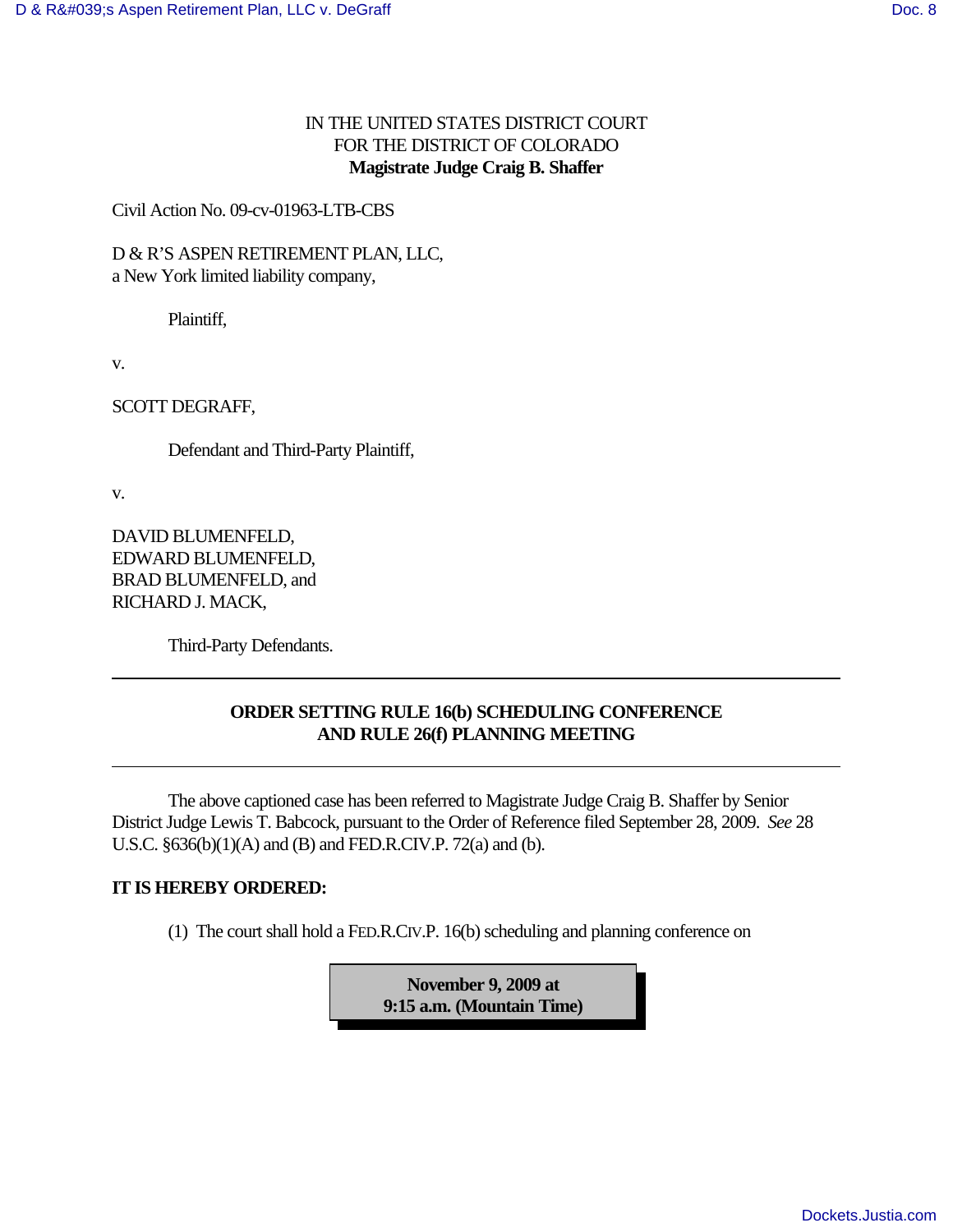IN THE UNITED STATES DISTRICT COURT
FOR THE DISTRICT OF COLORADO
**Magistrate Judge Craig B. Shaffer**

Civil Action No. 09-cv-01963-LTB-CBS

D & R'S ASPEN RETIREMENT PLAN, LLC,
a New York limited liability company,

Plaintiff,

v.

SCOTT DEGRAFF,

Defendant and Third-Party Plaintiff,

v.

DAVID BLUMENFELD,
EDWARD BLUMENFELD,
BRAD BLUMENFELD, and
RICHARD J. MACK,

Third-Party Defendants.

---

**ORDER SETTING RULE 16(b) SCHEDULING CONFERENCE AND RULE 26(f) PLANNING MEETING**

---

The above captioned case has been referred to Magistrate Judge Craig B. Shaffer by Senior District Judge Lewis T. Babcock, pursuant to the Order of Reference filed September 28, 2009. *See* 28 U.S.C. §636(b)(1)(A) and (B) and FED.R.CIV.P. 72(a) and (b).

**IT IS HEREBY ORDERED:**

(1) The court shall hold a FED.R.CIV.P. 16(b) scheduling and planning conference on

**November 9, 2009 at 9:15 a.m. (Mountain Time)**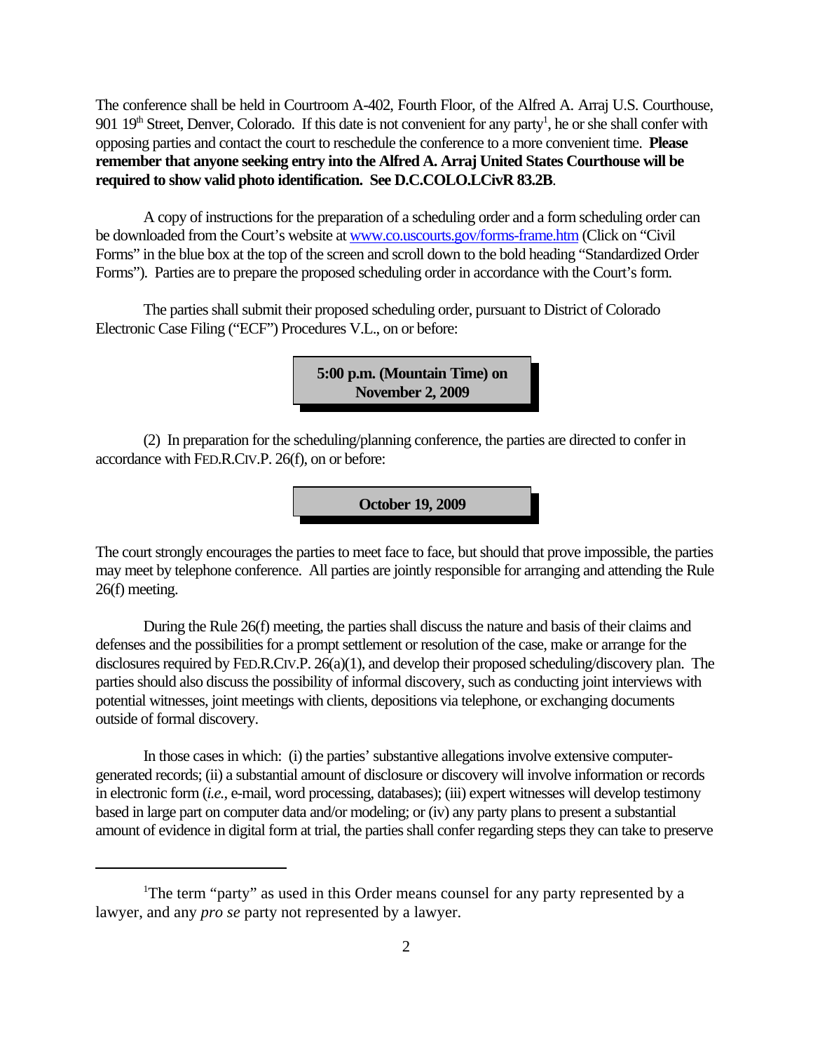The conference shall be held in Courtroom A-402, Fourth Floor, of the Alfred A. Arraj U.S. Courthouse, 901 19th Street, Denver, Colorado. If this date is not convenient for any party[1], he or she shall confer with opposing parties and contact the court to reschedule the conference to a more convenient time. **Please remember that anyone seeking entry into the Alfred A. Arraj United States Courthouse will be required to show valid photo identification. See D.C.COLO.LCivR 83.2B**.

A copy of instructions for the preparation of a scheduling order and a form scheduling order can be downloaded from the Court's website at www.co.uscourts.gov/forms-frame.htm (Click on "Civil Forms" in the blue box at the top of the screen and scroll down to the bold heading "Standardized Order Forms"). Parties are to prepare the proposed scheduling order in accordance with the Court's form.

The parties shall submit their proposed scheduling order, pursuant to District of Colorado Electronic Case Filing ("ECF") Procedures V.L., on or before:

**5:00 p.m. (Mountain Time) on November 2, 2009**

(2) In preparation for the scheduling/planning conference, the parties are directed to confer in accordance with FED.R.CIV.P. 26(f), on or before:

**October 19, 2009**

The court strongly encourages the parties to meet face to face, but should that prove impossible, the parties may meet by telephone conference. All parties are jointly responsible for arranging and attending the Rule 26(f) meeting.

During the Rule 26(f) meeting, the parties shall discuss the nature and basis of their claims and defenses and the possibilities for a prompt settlement or resolution of the case, make or arrange for the disclosures required by FED.R.CIV.P. 26(a)(1), and develop their proposed scheduling/discovery plan. The parties should also discuss the possibility of informal discovery, such as conducting joint interviews with potential witnesses, joint meetings with clients, depositions via telephone, or exchanging documents outside of formal discovery.

In those cases in which: (i) the parties' substantive allegations involve extensive computer-generated records; (ii) a substantial amount of disclosure or discovery will involve information or records in electronic form (*i.e.*, e-mail, word processing, databases); (iii) expert witnesses will develop testimony based in large part on computer data and/or modeling; or (iv) any party plans to present a substantial amount of evidence in digital form at trial, the parties shall confer regarding steps they can take to preserve

---

[1]The term "party" as used in this Order means counsel for any party represented by a lawyer, and any *pro se* party not represented by a lawyer.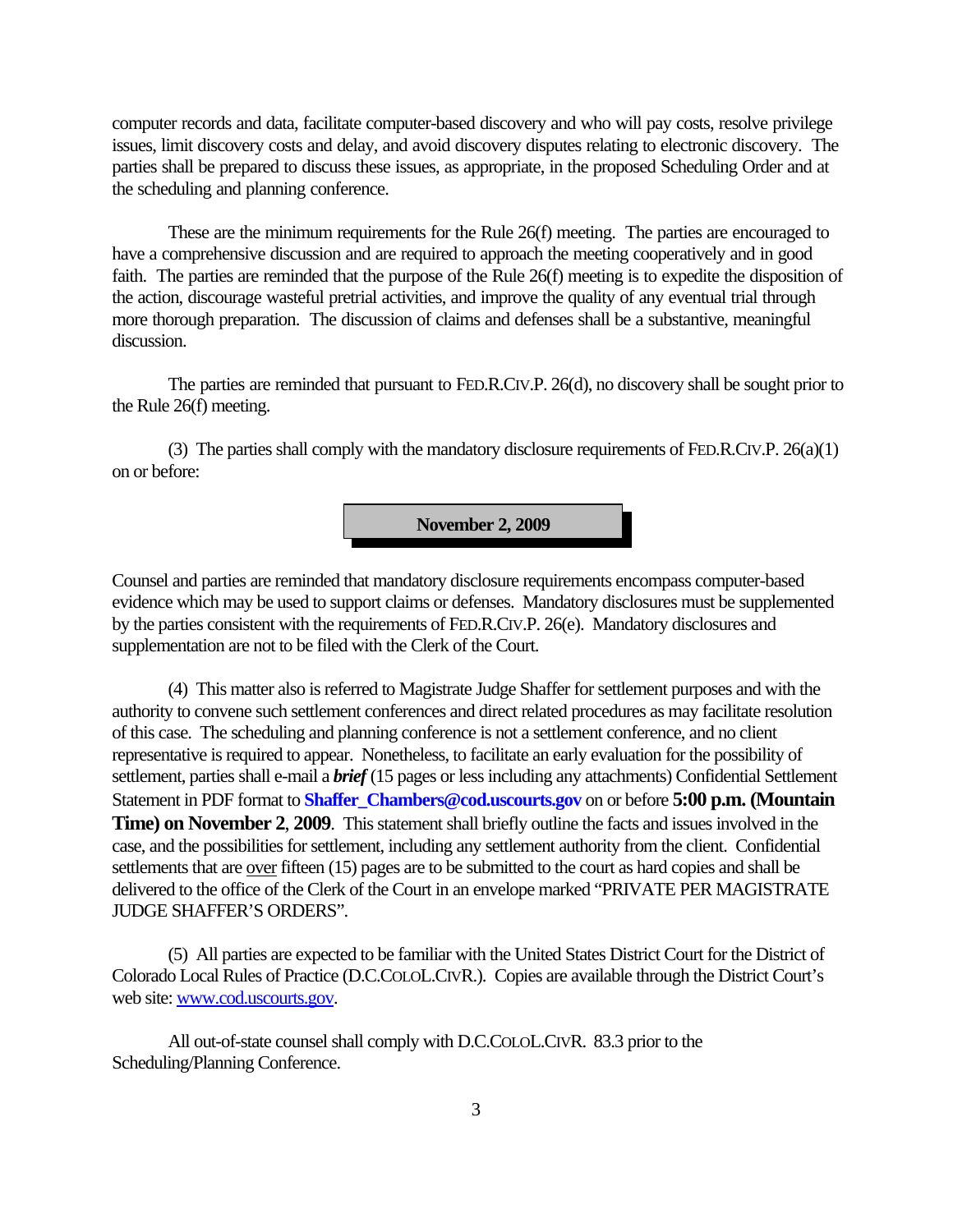computer records and data, facilitate computer-based discovery and who will pay costs, resolve privilege issues, limit discovery costs and delay, and avoid discovery disputes relating to electronic discovery. The parties shall be prepared to discuss these issues, as appropriate, in the proposed Scheduling Order and at the scheduling and planning conference.

These are the minimum requirements for the Rule 26(f) meeting. The parties are encouraged to have a comprehensive discussion and are required to approach the meeting cooperatively and in good faith. The parties are reminded that the purpose of the Rule 26(f) meeting is to expedite the disposition of the action, discourage wasteful pretrial activities, and improve the quality of any eventual trial through more thorough preparation. The discussion of claims and defenses shall be a substantive, meaningful discussion.

The parties are reminded that pursuant to FED.R.CIV.P. 26(d), no discovery shall be sought prior to the Rule 26(f) meeting.

(3) The parties shall comply with the mandatory disclosure requirements of FED.R.CIV.P. 26(a)(1) on or before:

**November 2, 2009**

Counsel and parties are reminded that mandatory disclosure requirements encompass computer-based evidence which may be used to support claims or defenses. Mandatory disclosures must be supplemented by the parties consistent with the requirements of FED.R.CIV.P. 26(e). Mandatory disclosures and supplementation are not to be filed with the Clerk of the Court.

(4) This matter also is referred to Magistrate Judge Shaffer for settlement purposes and with the authority to convene such settlement conferences and direct related procedures as may facilitate resolution of this case. The scheduling and planning conference is not a settlement conference, and no client representative is required to appear. Nonetheless, to facilitate an early evaluation for the possibility of settlement, parties shall e-mail a ***brief*** (15 pages or less including any attachments) Confidential Settlement Statement in PDF format to **Shaffer_Chambers@cod.uscourts.gov** on or before **5:00 p.m. (Mountain Time) on November 2, 2009**. This statement shall briefly outline the facts and issues involved in the case, and the possibilities for settlement, including any settlement authority from the client. Confidential settlements that are over fifteen (15) pages are to be submitted to the court as hard copies and shall be delivered to the office of the Clerk of the Court in an envelope marked "PRIVATE PER MAGISTRATE JUDGE SHAFFER'S ORDERS".

(5) All parties are expected to be familiar with the United States District Court for the District of Colorado Local Rules of Practice (D.C.COLO.L.CIVR.). Copies are available through the District Court's web site: www.cod.uscourts.gov.

All out-of-state counsel shall comply with D.C.COLO.L.CIVR. 83.3 prior to the Scheduling/Planning Conference.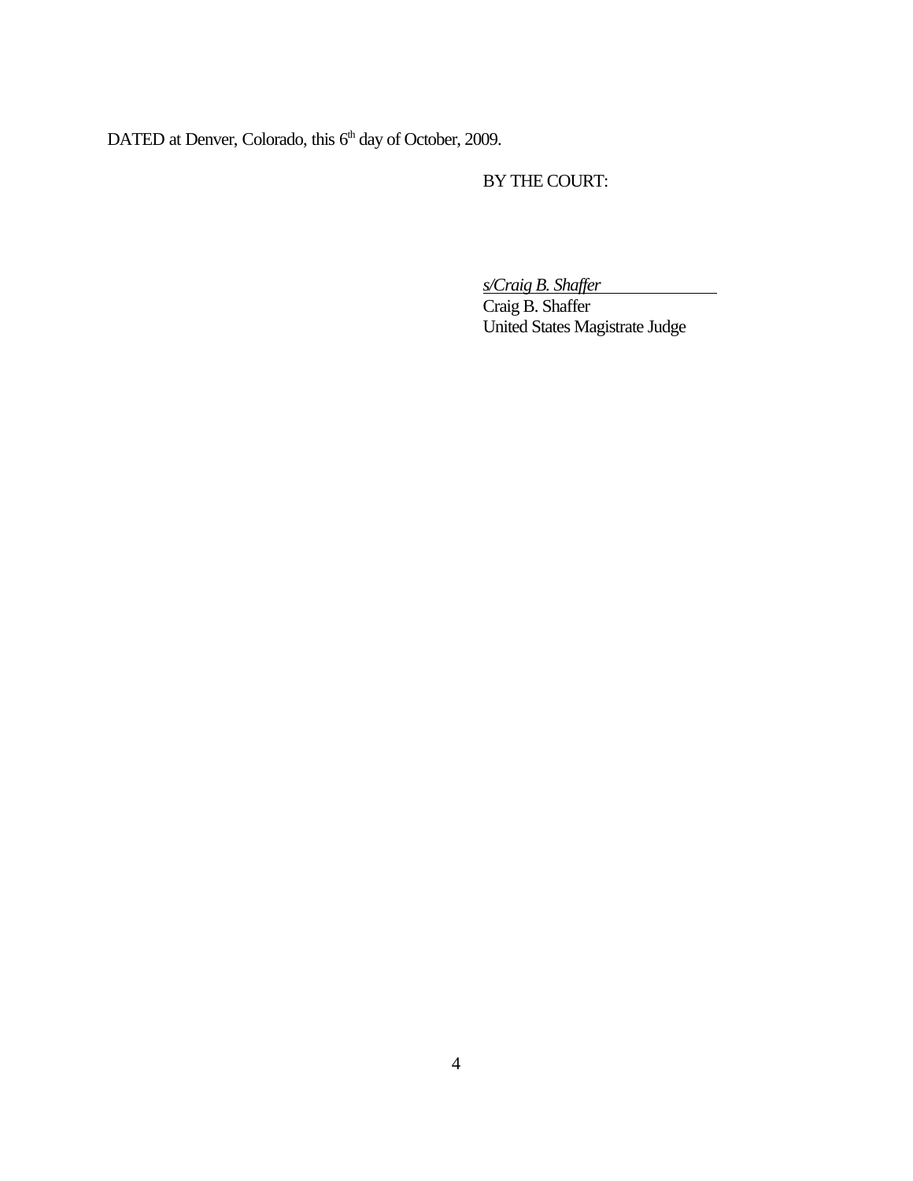DATED at Denver, Colorado, this 6th day of October, 2009.

BY THE COURT:

*s/Craig B. Shaffer*
Craig B. Shaffer
United States Magistrate Judge